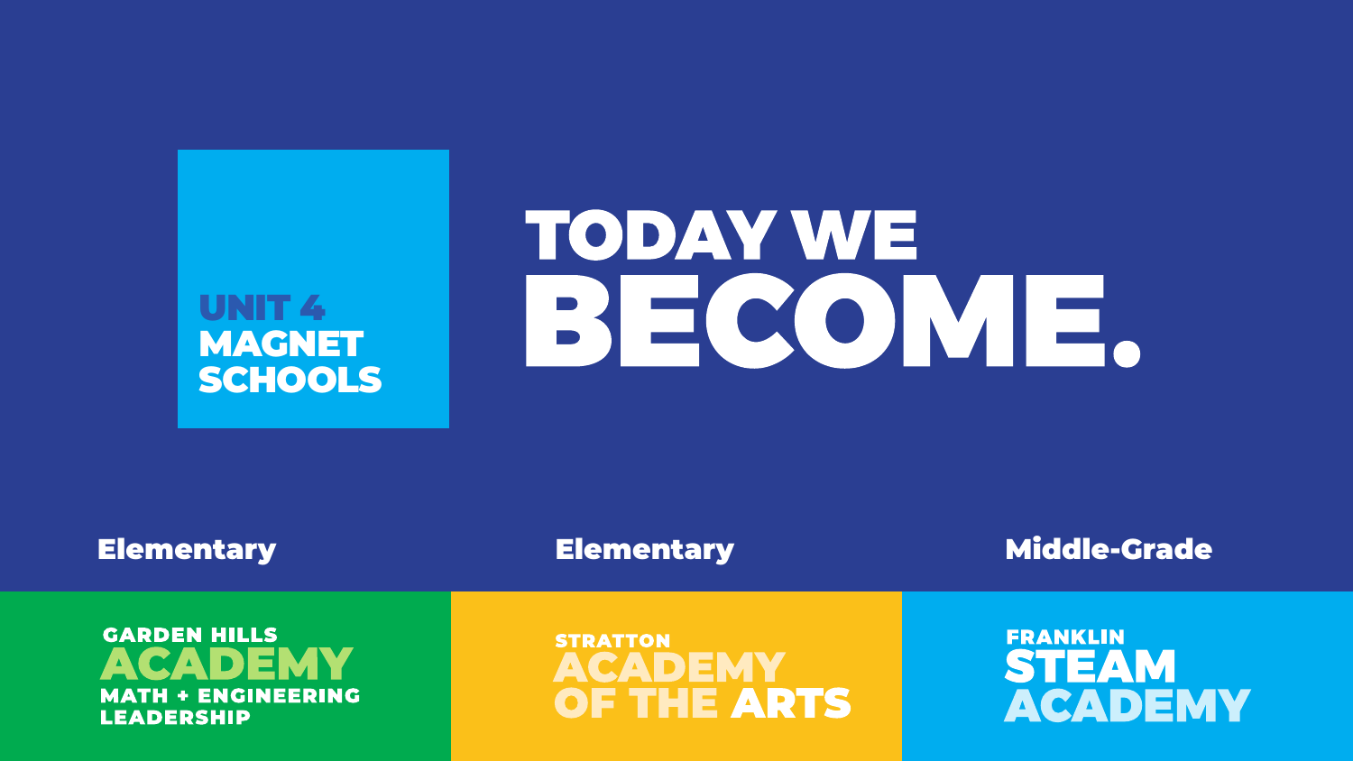**UNIT 4 MAGNET SCHOOLS**

# TODAY WE BECOME.

**Elementary**

**GARDEN HILLS ACADEMY**
MATH + ENGINEERING LEADERSHIP

**Elementary**

**STRATTON ACADEMY OF THE ARTS**

**Middle-Grade**

**FRANKLIN STEAM ACADEMY**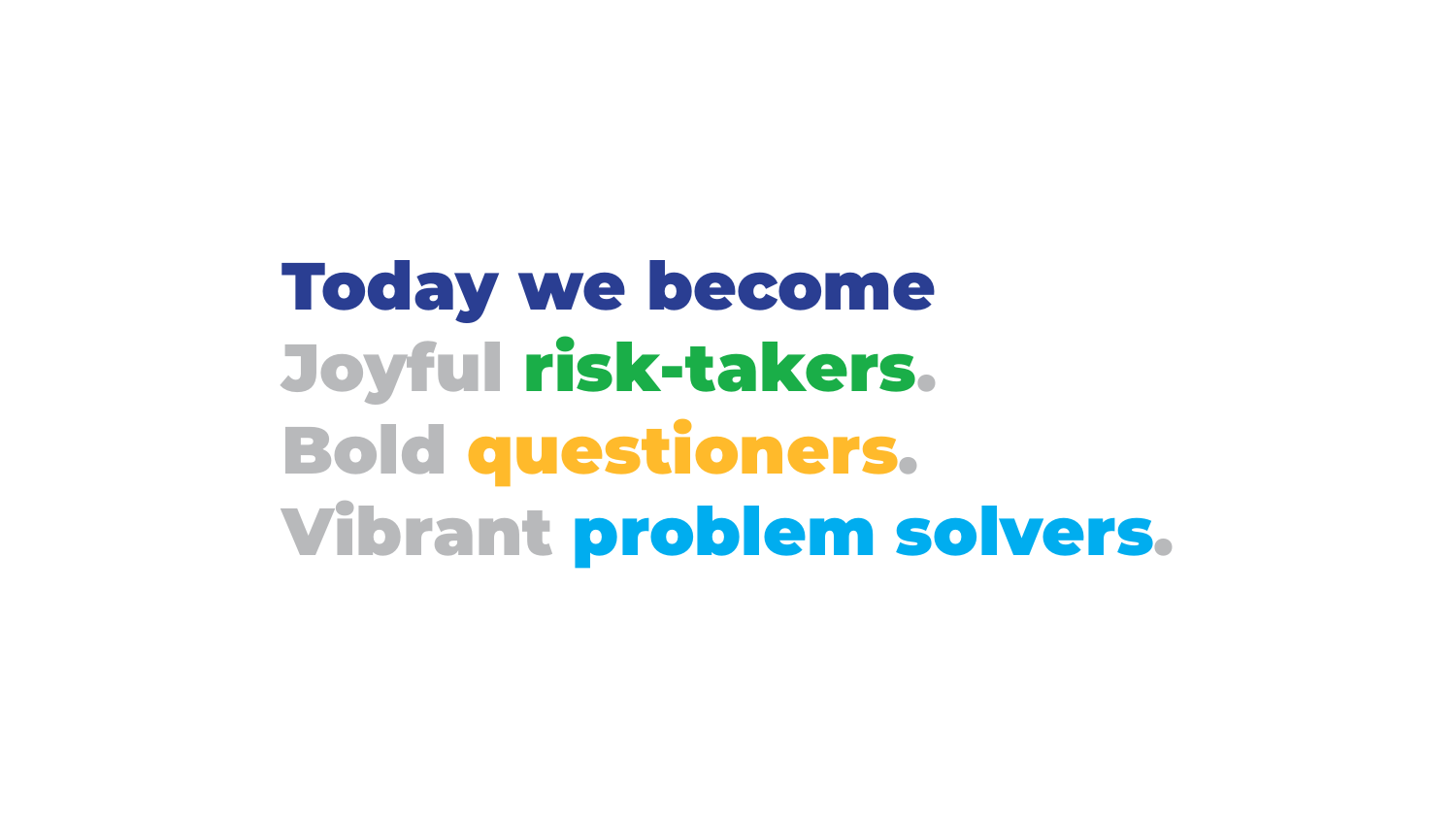**Today we become**
**Joyful risk-takers.**
**Bold questioners.**
**Vibrant problem solvers.**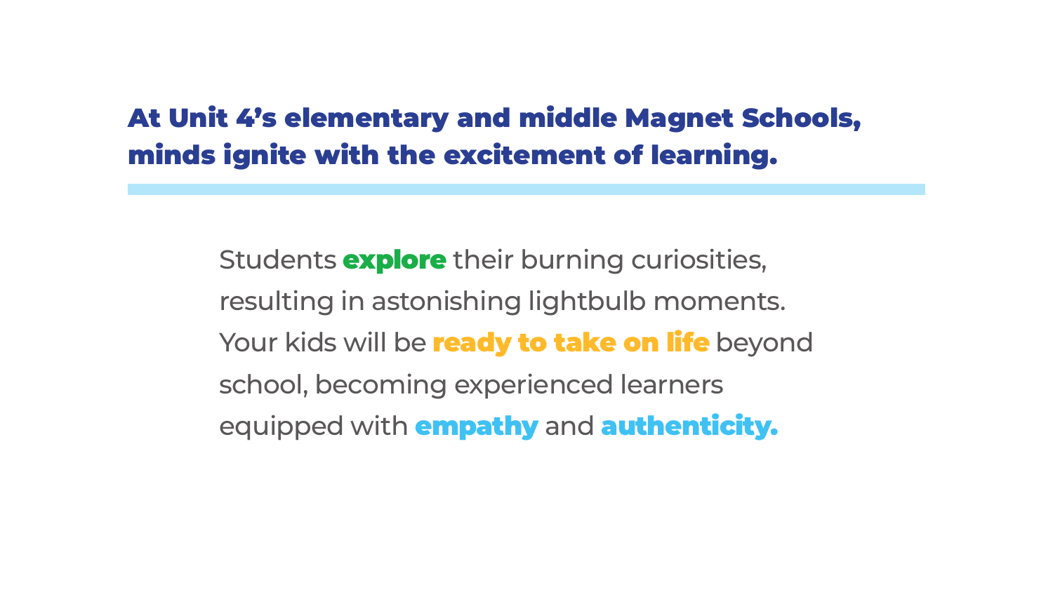## At Unit 4's elementary and middle Magnet Schools, minds ignite with the excitement of learning.

Students **explore** their burning curiosities, resulting in astonishing lightbulb moments. Your kids will be **ready to take on life** beyond school, becoming experienced learners equipped with **empathy** and **authenticity.**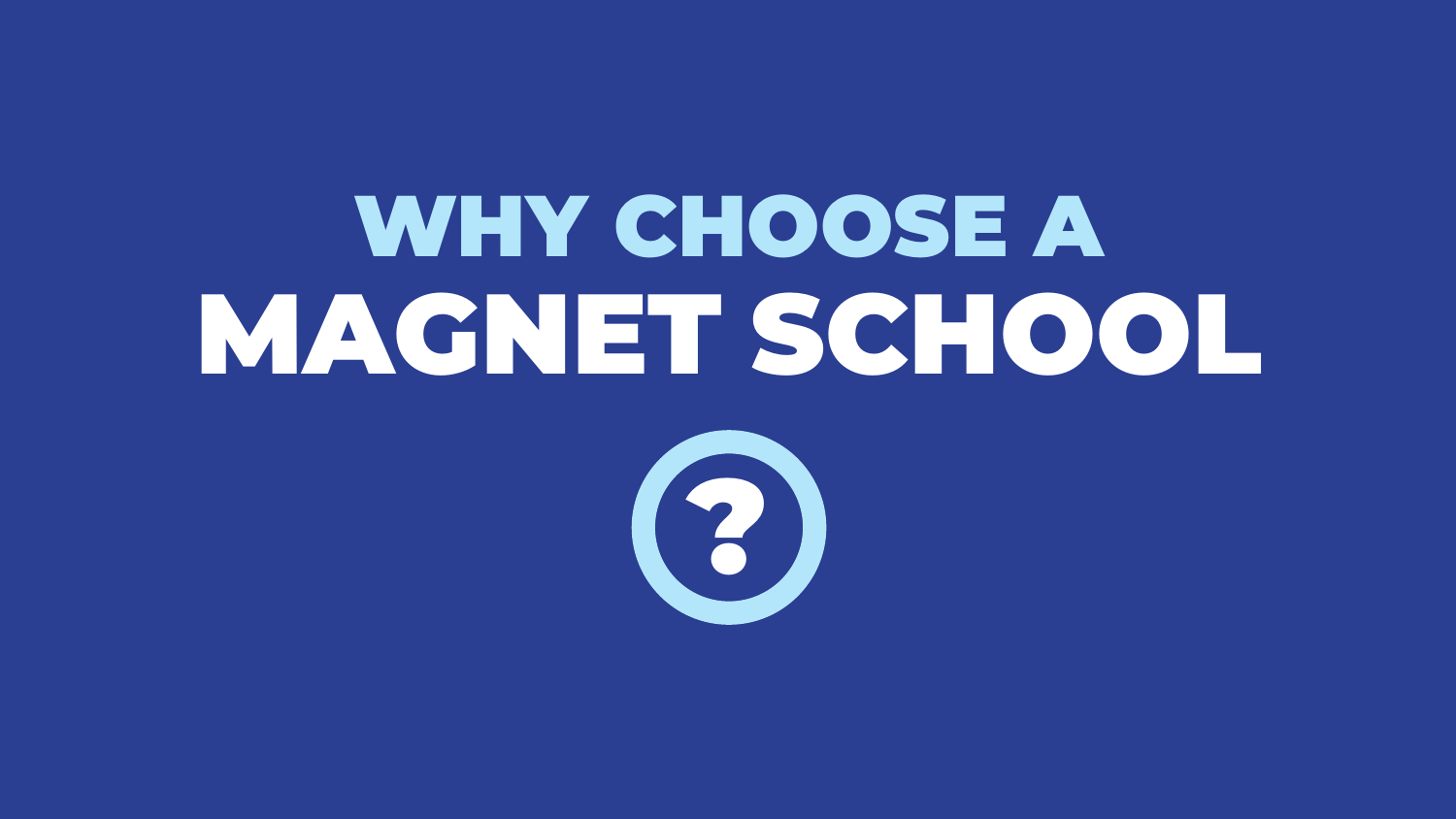# WHY CHOOSE A MAGNET SCHOOL

?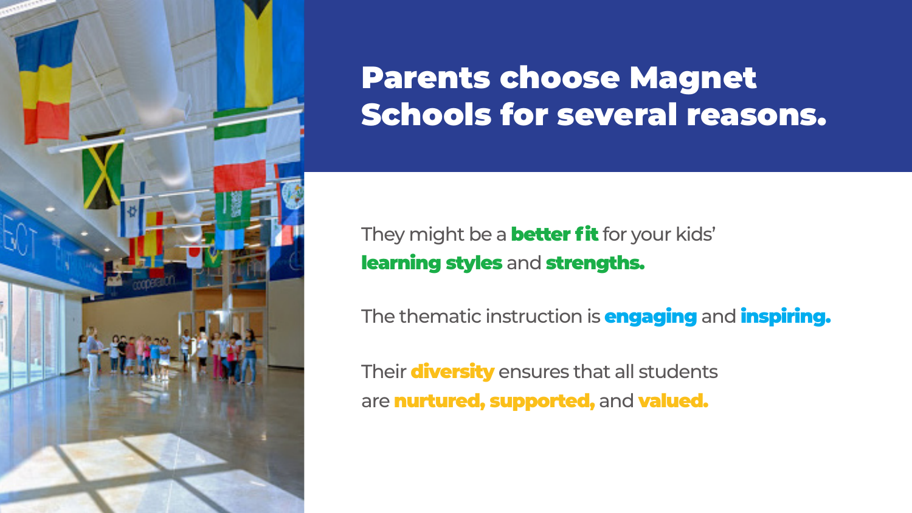# Parents choose Magnet Schools for several reasons.

They might be a **better fit** for your kids' **learning styles** and **strengths.**

The thematic instruction is **engaging** and **inspiring.**

Their **diversity** ensures that all students are **nurtured, supported,** and **valued.**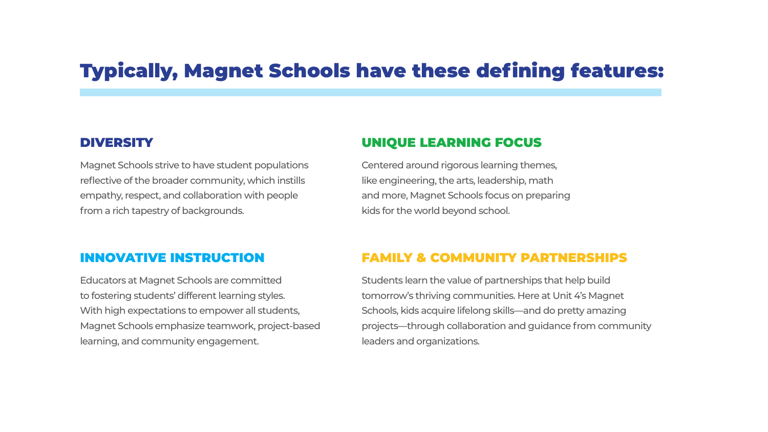# Typically, Magnet Schools have these defining features:

## DIVERSITY

Magnet Schools strive to have student populations reflective of the broader community, which instills empathy, respect, and collaboration with people from a rich tapestry of backgrounds.

## UNIQUE LEARNING FOCUS

Centered around rigorous learning themes, like engineering, the arts, leadership, math and more, Magnet Schools focus on preparing kids for the world beyond school.

## INNOVATIVE INSTRUCTION

Educators at Magnet Schools are committed to fostering students' different learning styles. With high expectations to empower all students, Magnet Schools emphasize teamwork, project-based learning, and community engagement.

## FAMILY & COMMUNITY PARTNERSHIPS

Students learn the value of partnerships that help build tomorrow's thriving communities. Here at Unit 4's Magnet Schools, kids acquire lifelong skills—and do pretty amazing projects—through collaboration and guidance from community leaders and organizations.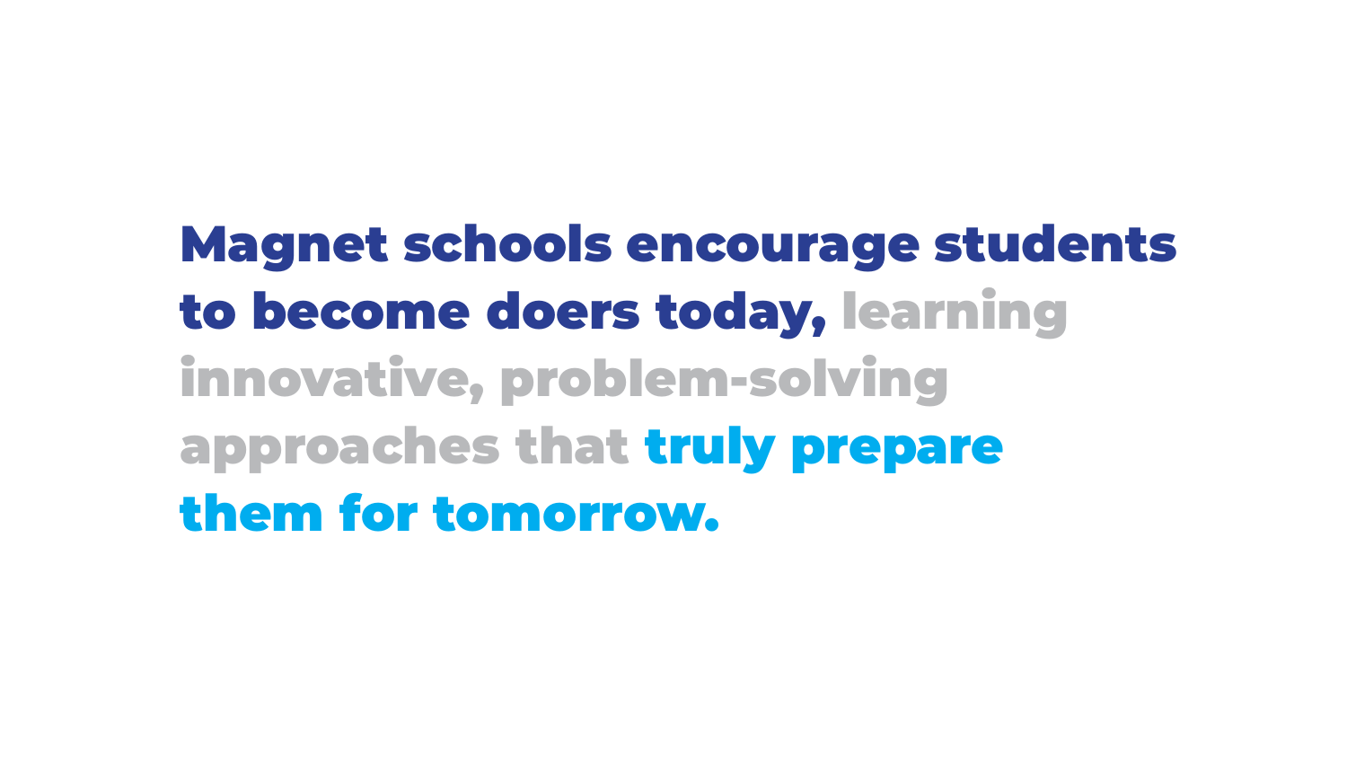**Magnet schools encourage students to become doers today, learning innovative, problem-solving approaches that truly prepare them for tomorrow.**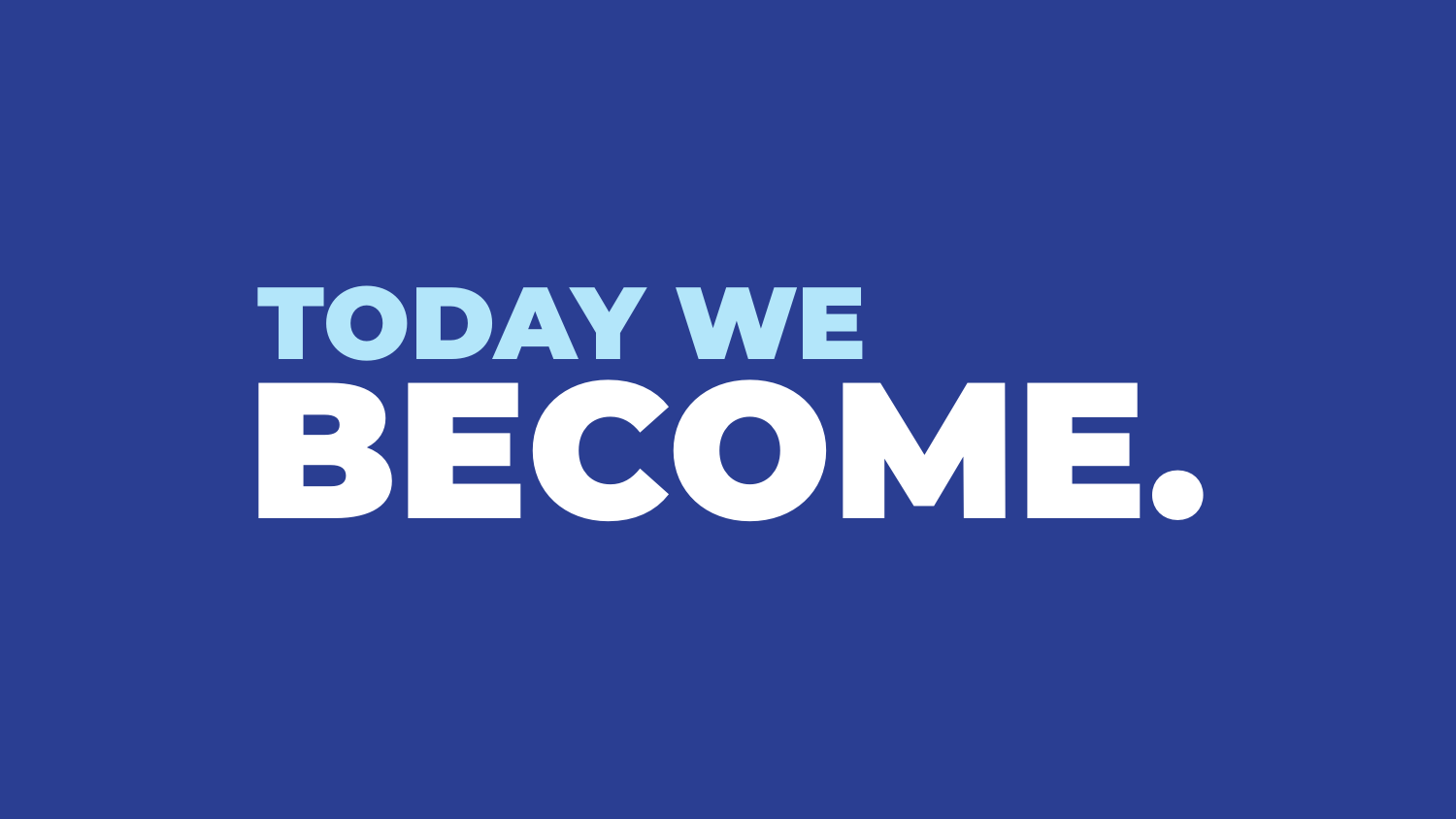# TODAY WE
# BECOME.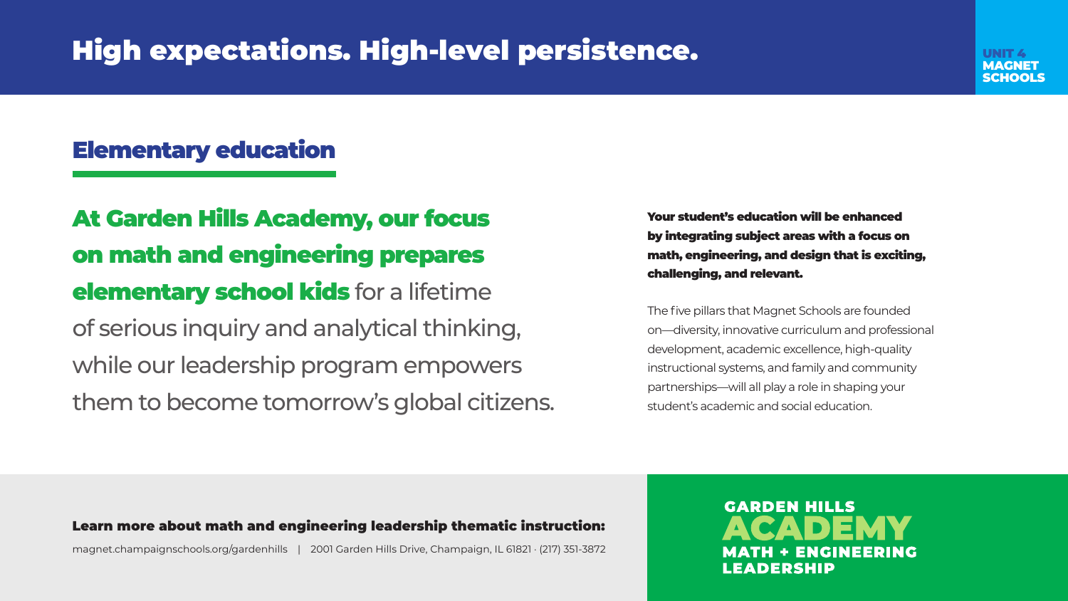# High expectations. High-level persistence.

UNIT 4
MAGNET
SCHOOLS

## Elementary education

**At Garden Hills Academy, our focus on math and engineering prepares elementary school kids** for a lifetime of serious inquiry and analytical thinking, while our leadership program empowers them to become tomorrow's global citizens.

**Your student's education will be enhanced by integrating subject areas with a focus on math, engineering, and design that is exciting, challenging, and relevant.**

The five pillars that Magnet Schools are founded on—diversity, innovative curriculum and professional development, academic excellence, high-quality instructional systems, and family and community partnerships—will all play a role in shaping your student's academic and social education.

**Learn more about math and engineering leadership thematic instruction:**

magnet.champaignschools.org/gardenhills | 2001 Garden Hills Drive, Champaign, IL 61821 · (217) 351-3872

GARDEN HILLS
ACADEMY
MATH + ENGINEERING
LEADERSHIP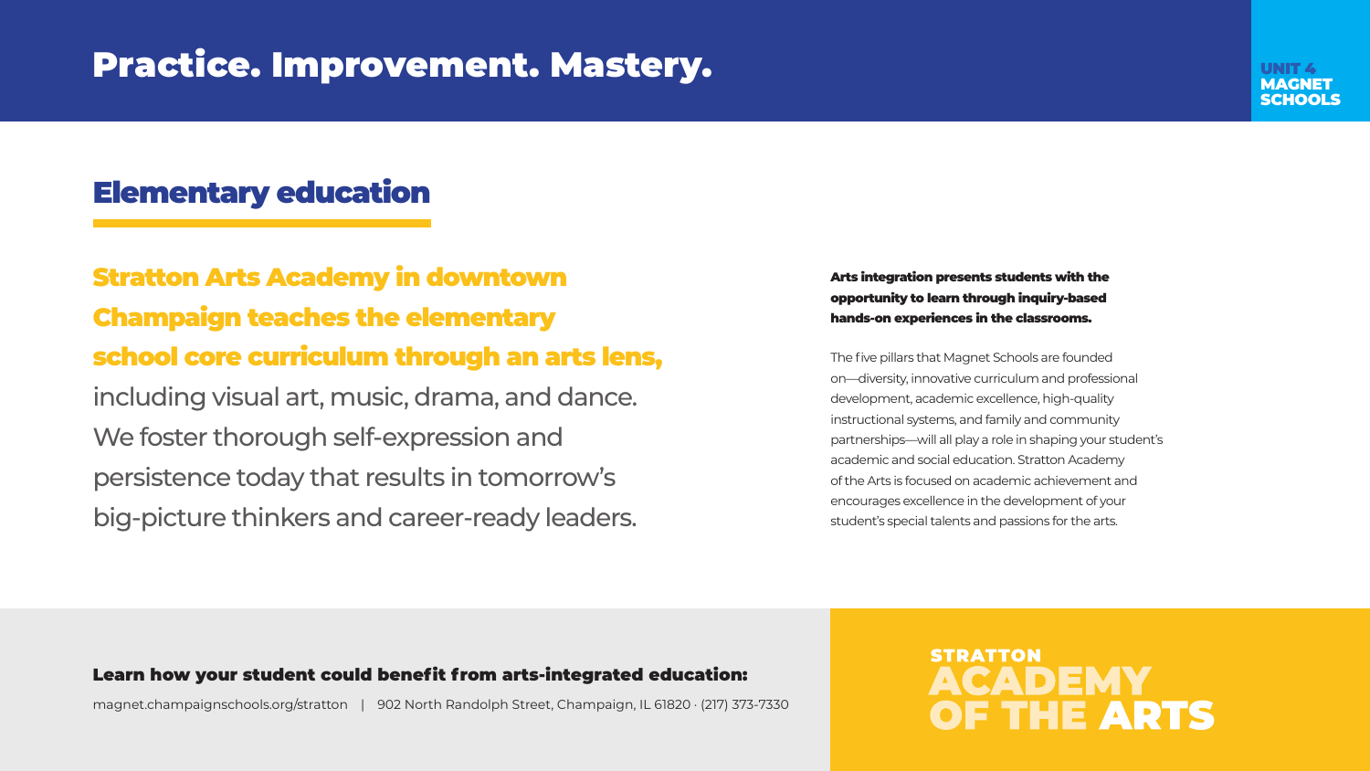# Practice. Improvement. Mastery.

UNIT 4 MAGNET SCHOOLS

## Elementary education

**Stratton Arts Academy in downtown Champaign teaches the elementary school core curriculum through an arts lens,** including visual art, music, drama, and dance. We foster thorough self-expression and persistence today that results in tomorrow's big-picture thinkers and career-ready leaders.

**Arts integration presents students with the opportunity to learn through inquiry-based hands-on experiences in the classrooms.**

The five pillars that Magnet Schools are founded on—diversity, innovative curriculum and professional development, academic excellence, high-quality instructional systems, and family and community partnerships—will all play a role in shaping your student's academic and social education. Stratton Academy of the Arts is focused on academic achievement and encourages excellence in the development of your student's special talents and passions for the arts.

**Learn how your student could benefit from arts-integrated education:**

magnet.champaignschools.org/stratton | 902 North Randolph Street, Champaign, IL 61820 · (217) 373-7330

STRATTON ACADEMY OF THE ARTS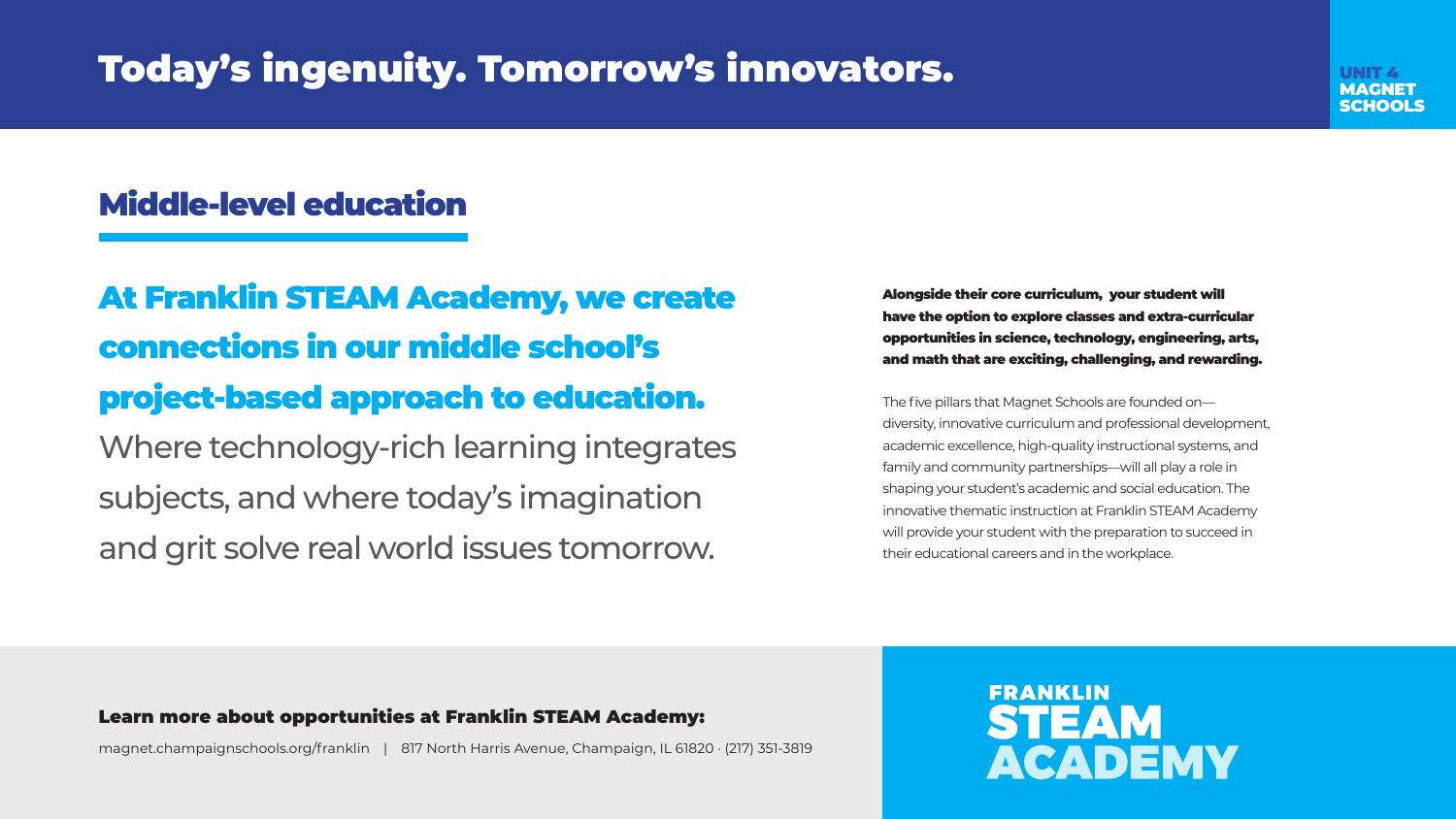# Today's ingenuity. Tomorrow's innovators.

UNIT 4 MAGNET SCHOOLS

## Middle-level education

**At Franklin STEAM Academy, we create connections in our middle school's project-based approach to education.** Where technology-rich learning integrates subjects, and where today's imagination and grit solve real world issues tomorrow.

**Alongside their core curriculum, your student will have the option to explore classes and extra-curricular opportunities in science, technology, engineering, arts, and math that are exciting, challenging, and rewarding.**

The five pillars that Magnet Schools are founded on—diversity, innovative curriculum and professional development, academic excellence, high-quality instructional systems, and family and community partnerships—will all play a role in shaping your student's academic and social education. The innovative thematic instruction at Franklin STEAM Academy will provide your student with the preparation to succeed in their educational careers and in the workplace.

**Learn more about opportunities at Franklin STEAM Academy:**

magnet.champaignschools.org/franklin | 817 North Harris Avenue, Champaign, IL 61820 · (217) 351-3819

FRANKLIN STEAM ACADEMY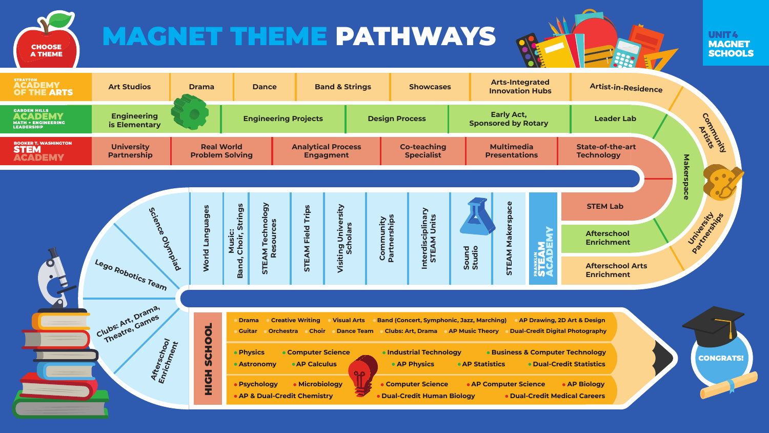# MAGNET THEME PATHWAYS

UNIT 4 MAGNET SCHOOLS

CHOOSE A THEME

## Stratton Academy of the Arts

- Art Studios
- Drama
- Dance
- Band & Strings
- Showcases
- Arts-Integrated Innovation Hubs
- Artist-in-Residence
- Community Artists
- University Partnerships
- Afterschool Arts Enrichment

## Garden Hills Academy — Math + Engineering Leadership

- Engineering is Elementary
- Engineering Projects
- Design Process
- Early Act, Sponsored by Rotary
- Leader Lab
- Makerspace
- Afterschool Enrichment

## Booker T. Washington STEM Academy

- University Partnership
- Real World Problem Solving
- Analytical Process Engagment
- Co-teaching Specialist
- Multimedia Presentations
- State-of-the-art Technology
- STEM Lab

## Franklin STEAM Academy

- STEAM Makerspace
- Sound Studio
- Interdisciplinary STEAM Units
- Community Partnerships
- Visiting University Scholars
- STEAM Field Trips
- STEAM Technology Resources
- Music: Band, Choir, Strings
- World Languages
- Science Olympiad
- Lego Robotics Team
- Clubs: Art, Drama, Theatre, Games
- Afterschool Enrichment

## HIGH SCHOOL

- Drama
- Creative Writing
- Visual Arts
- Band (Concert, Symphonic, Jazz, Marching)
- AP Drawing, 2D Art & Design
- Guitar
- Orchestra
- Choir
- Dance Team
- Clubs: Art, Drama
- AP Music Theory
- Dual-Credit Digital Photography

- Physics
- Computer Science
- Industrial Technology
- Business & Computer Technology
- Astronomy
- AP Calculus
- AP Physics
- AP Statistics
- Dual-Credit Statistics

- Psychology
- Microbiology
- Computer Science
- AP Computer Science
- AP Biology
- AP & Dual-Credit Chemistry
- Dual-Credit Human Biology
- Dual-Credit Medical Careers

CONGRATS!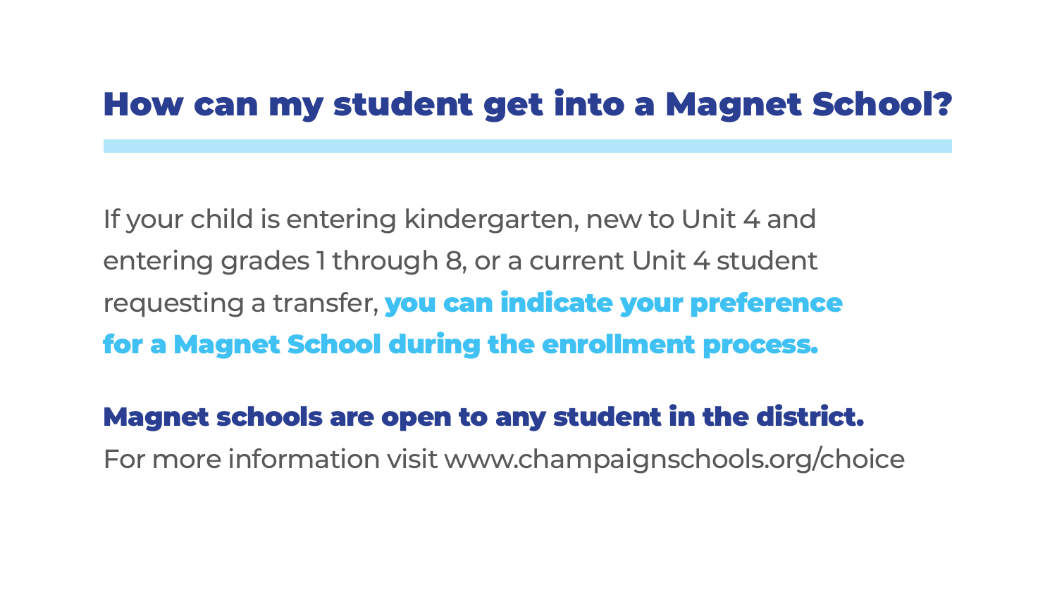## How can my student get into a Magnet School?

If your child is entering kindergarten, new to Unit 4 and entering grades 1 through 8, or a current Unit 4 student requesting a transfer, **you can indicate your preference for a Magnet School during the enrollment process.**

**Magnet schools are open to any student in the district.**
For more information visit www.champaignschools.org/choice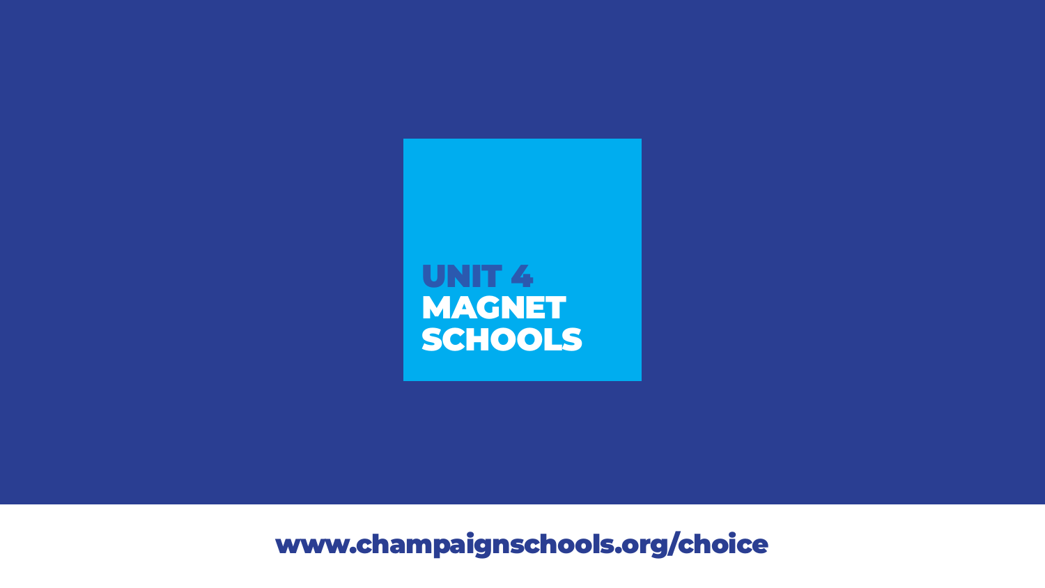UNIT 4
MAGNET
SCHOOLS

www.champaignschools.org/choice